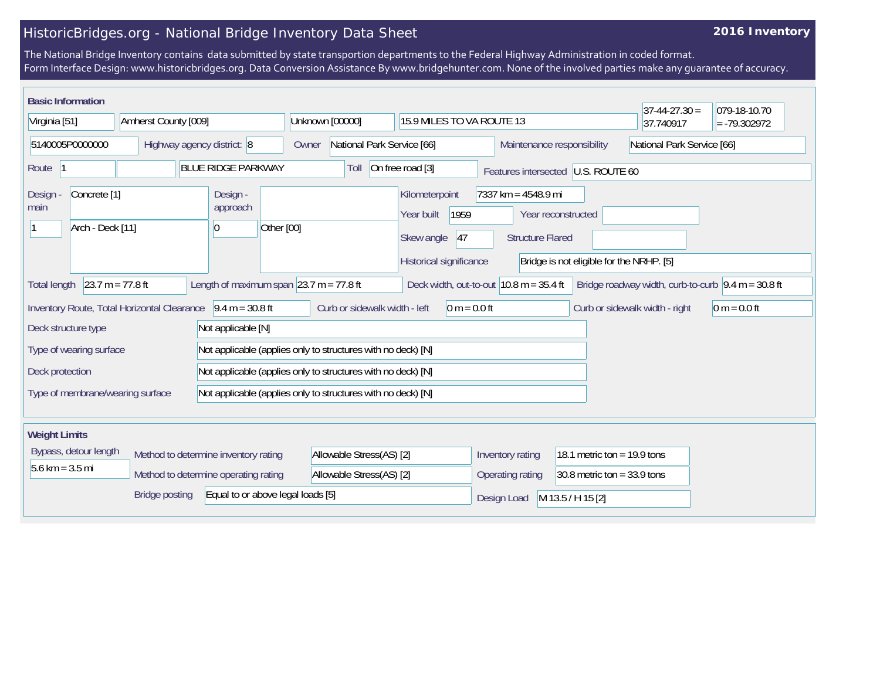# HistoricBridges.org - National Bridge Inventory Data Sheet

**2016 Inventory**

The National Bridge Inventory contains data submitted by state transportion departments to the Federal Highway Administration in coded format.
Form Interface Design: www.historicbridges.org. Data Conversion Assistance By www.bridgehunter.com. None of the involved parties make any guarantee of accuracy.

## Basic Information

| Field | Value |
|---|---|
| State | Virginia [51] |
| County | Amherst County [009] |
| Place | Unknown [00000] |
| Location | 15.9 MILES TO VA ROUTE 13 |
| Latitude | 37-44-27.30 = 37.740917 |
| Longitude | 079-18-10.70 = -79.302972 |
| Structure Number | 5140005P0000000 |
| Highway agency district | 8 |
| Owner | National Park Service [66] |
| Maintenance responsibility | National Park Service [66] |
| Route | 1 |
| Facility carried | BLUE RIDGE PARKWAY |
| Toll | On free road [3] |
| Features intersected | U.S. ROUTE 60 |
| Design - main | Concrete [1] / 1 / Arch - Deck [11] |
| Design - approach | 0 / Other [00] |
| Kilometerpoint | 7337 km = 4548.9 mi |
| Year built | 1959 |
| Year reconstructed | |
| Skew angle | 47 |
| Structure Flared | |
| Historical significance | Bridge is not eligible for the NRHP. [5] |
| Total length | 23.7 m = 77.8 ft |
| Length of maximum span | 23.7 m = 77.8 ft |
| Deck width, out-to-out | 10.8 m = 35.4 ft |
| Bridge roadway width, curb-to-curb | 9.4 m = 30.8 ft |
| Inventory Route, Total Horizontal Clearance | 9.4 m = 30.8 ft |
| Curb or sidewalk width - left | 0 m = 0.0 ft |
| Curb or sidewalk width - right | 0 m = 0.0 ft |
| Deck structure type | Not applicable [N] |
| Type of wearing surface | Not applicable (applies only to structures with no deck) [N] |
| Deck protection | Not applicable (applies only to structures with no deck) [N] |
| Type of membrane/wearing surface | Not applicable (applies only to structures with no deck) [N] |

## Weight Limits

| Field | Value |
|---|---|
| Bypass, detour length | 5.6 km = 3.5 mi |
| Method to determine inventory rating | Allowable Stress(AS) [2] |
| Method to determine operating rating | Allowable Stress(AS) [2] |
| Inventory rating | 18.1 metric ton = 19.9 tons |
| Operating rating | 30.8 metric ton = 33.9 tons |
| Bridge posting | Equal to or above legal loads [5] |
| Design Load | M 13.5 / H 15 [2] |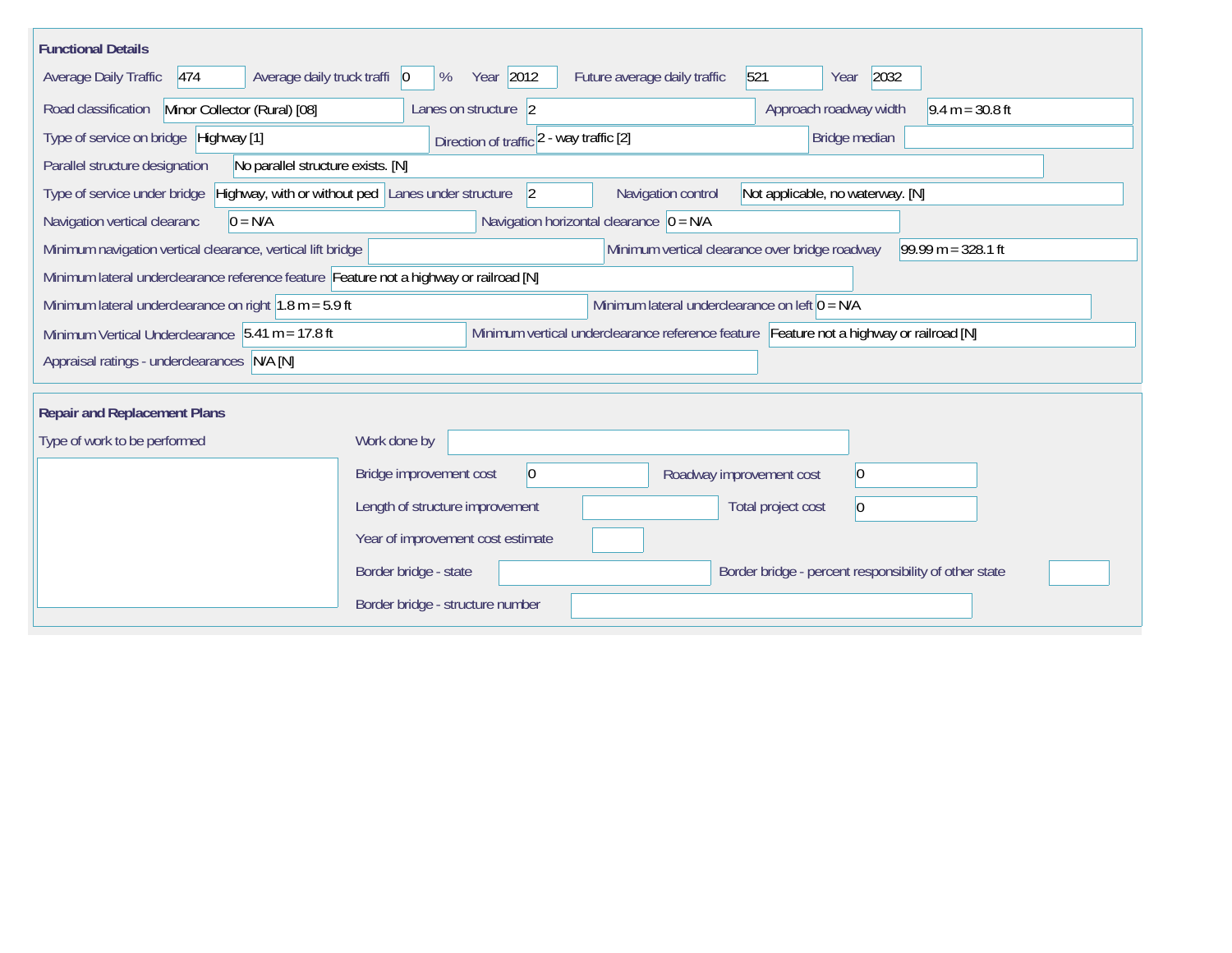## Functional Details

| Field | Value |
|---|---|
| Average Daily Traffic | 474 |
| Average daily truck traffi | 0 % |
| Year | 2012 |
| Future average daily traffic | 521 |
| Year | 2032 |
| Road classification | Minor Collector (Rural) [08] |
| Lanes on structure | 2 |
| Approach roadway width | 9.4 m = 30.8 ft |
| Type of service on bridge | Highway [1] |
| Direction of traffic | 2 - way traffic [2] |
| Bridge median | |
| Parallel structure designation | No parallel structure exists. [N] |
| Type of service under bridge | Highway, with or without ped |
| Lanes under structure | 2 |
| Navigation control | Not applicable, no waterway. [N] |
| Navigation vertical clearanc | 0 = N/A |
| Navigation horizontal clearance | 0 = N/A |
| Minimum navigation vertical clearance, vertical lift bridge | |
| Minimum vertical clearance over bridge roadway | 99.99 m = 328.1 ft |
| Minimum lateral underclearance reference feature | Feature not a highway or railroad [N] |
| Minimum lateral underclearance on right | 1.8 m = 5.9 ft |
| Minimum lateral underclearance on left | 0 = N/A |
| Minimum Vertical Underclearance | 5.41 m = 17.8 ft |
| Minimum vertical underclearance reference feature | Feature not a highway or railroad [N] |
| Appraisal ratings - underclearances | N/A [N] |

## Repair and Replacement Plans

| Field | Value |
|---|---|
| Type of work to be performed | |
| Work done by | |
| Bridge improvement cost | 0 |
| Roadway improvement cost | 0 |
| Length of structure improvement | |
| Total project cost | 0 |
| Year of improvement cost estimate | |
| Border bridge - state | |
| Border bridge - percent responsibility of other state | |
| Border bridge - structure number | |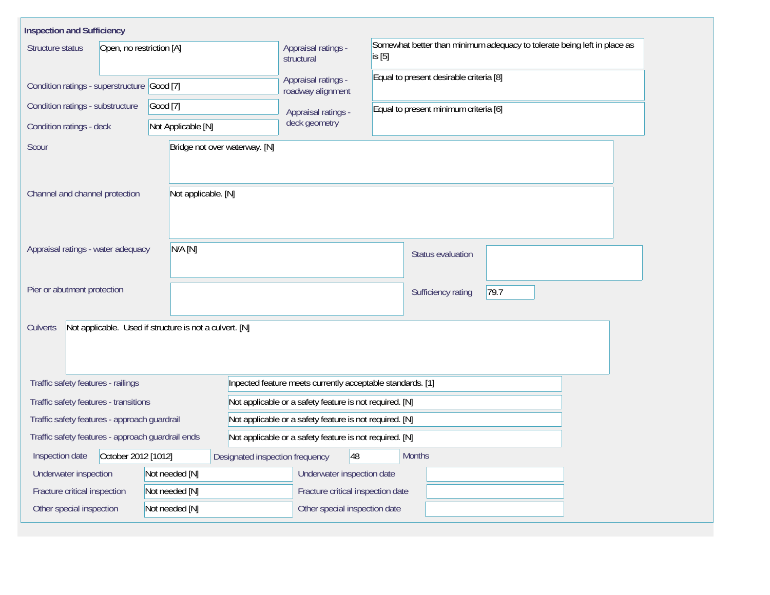## Inspection and Sufficiency

| | |
|---|---|
| Structure status | Open, no restriction [A] |
| Appraisal ratings - structural | Somewhat better than minimum adequacy to tolerate being left in place as is [5] |
| Condition ratings - superstructure | Good [7] |
| Appraisal ratings - roadway alignment | Equal to present desirable criteria [8] |
| Condition ratings - substructure | Good [7] |
| Appraisal ratings - deck geometry | Equal to present minimum criteria [6] |
| Condition ratings - deck | Not Applicable [N] |
| Scour | Bridge not over waterway. [N] |
| Channel and channel protection | Not applicable. [N] |
| Appraisal ratings - water adequacy | N/A [N] |
| Status evaluation | |
| Pier or abutment protection | |
| Sufficiency rating | 79.7 |
| Culverts | Not applicable. Used if structure is not a culvert. [N] |
| Traffic safety features - railings | Inpected feature meets currently acceptable standards. [1] |
| Traffic safety features - transitions | Not applicable or a safety feature is not required. [N] |
| Traffic safety features - approach guardrail | Not applicable or a safety feature is not required. [N] |
| Traffic safety features - approach guardrail ends | Not applicable or a safety feature is not required. [N] |
| Inspection date | October 2012 [1012] |
| Designated inspection frequency | 48 Months |
| Underwater inspection | Not needed [N] |
| Underwater inspection date | |
| Fracture critical inspection | Not needed [N] |
| Fracture critical inspection date | |
| Other special inspection | Not needed [N] |
| Other special inspection date | |